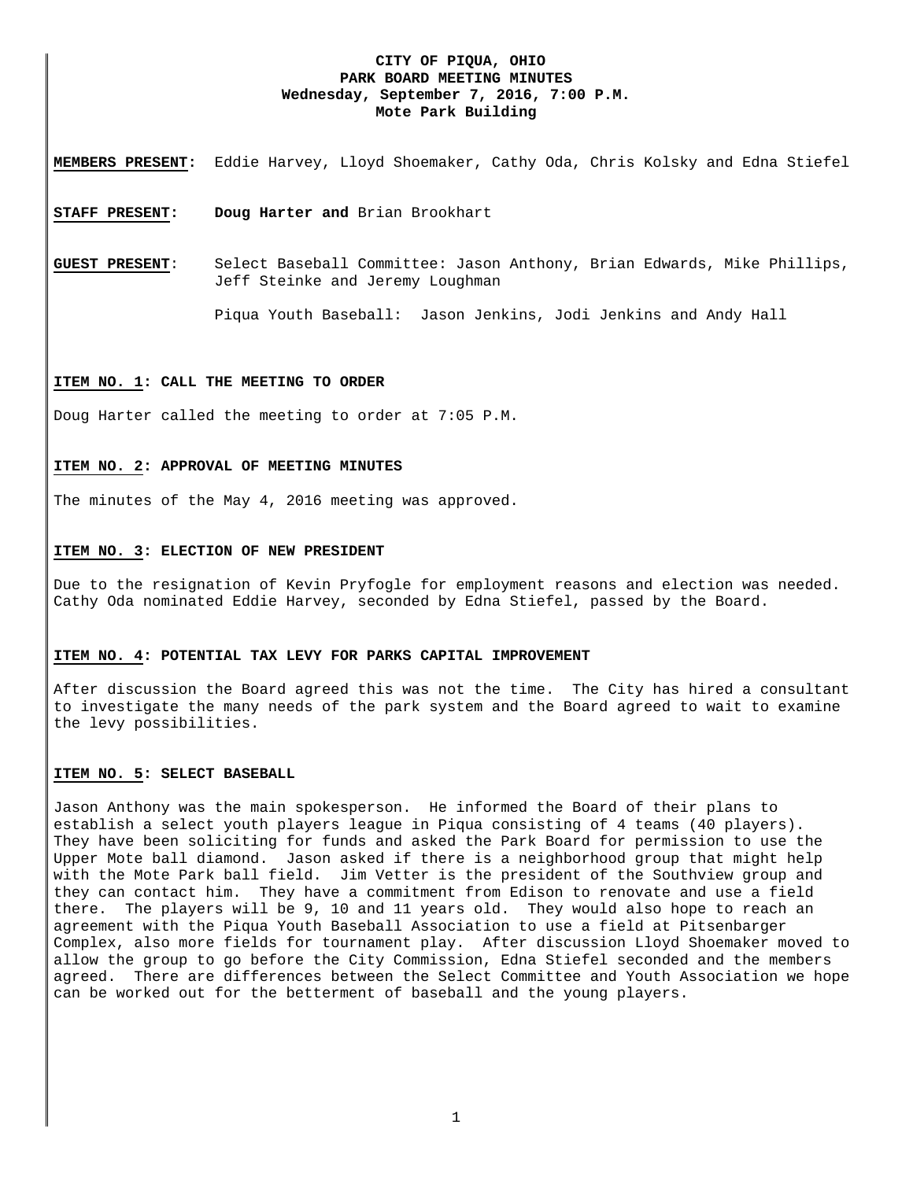# CITY OF PIQUA, OHIO
## PARK BOARD MEETING MINUTES
### Wednesday, September 7, 2016, 7:00 P.M.
### Mote Park Building

**MEMBERS PRESENT:** Eddie Harvey, Lloyd Shoemaker, Cathy Oda, Chris Kolsky and Edna Stiefel

**STAFF PRESENT:** **Doug Harter and** Brian Brookhart

**GUEST PRESENT**: Select Baseball Committee: Jason Anthony, Brian Edwards, Mike Phillips, Jeff Steinke and Jeremy Loughman

Piqua Youth Baseball: Jason Jenkins, Jodi Jenkins and Andy Hall

**ITEM NO. 1: CALL THE MEETING TO ORDER**

Doug Harter called the meeting to order at 7:05 P.M.

**ITEM NO. 2: APPROVAL OF MEETING MINUTES**

The minutes of the May 4, 2016 meeting was approved.

**ITEM NO. 3: ELECTION OF NEW PRESIDENT**

Due to the resignation of Kevin Pryfogle for employment reasons and election was needed. Cathy Oda nominated Eddie Harvey, seconded by Edna Stiefel, passed by the Board.

**ITEM NO. 4: POTENTIAL TAX LEVY FOR PARKS CAPITAL IMPROVEMENT**

After discussion the Board agreed this was not the time. The City has hired a consultant to investigate the many needs of the park system and the Board agreed to wait to examine the levy possibilities.

**ITEM NO. 5: SELECT BASEBALL**

Jason Anthony was the main spokesperson. He informed the Board of their plans to establish a select youth players league in Piqua consisting of 4 teams (40 players). They have been soliciting for funds and asked the Park Board for permission to use the Upper Mote ball diamond. Jason asked if there is a neighborhood group that might help with the Mote Park ball field. Jim Vetter is the president of the Southview group and they can contact him. They have a commitment from Edison to renovate and use a field there. The players will be 9, 10 and 11 years old. They would also hope to reach an agreement with the Piqua Youth Baseball Association to use a field at Pitsenbarger Complex, also more fields for tournament play. After discussion Lloyd Shoemaker moved to allow the group to go before the City Commission, Edna Stiefel seconded and the members agreed. There are differences between the Select Committee and Youth Association we hope can be worked out for the betterment of baseball and the young players.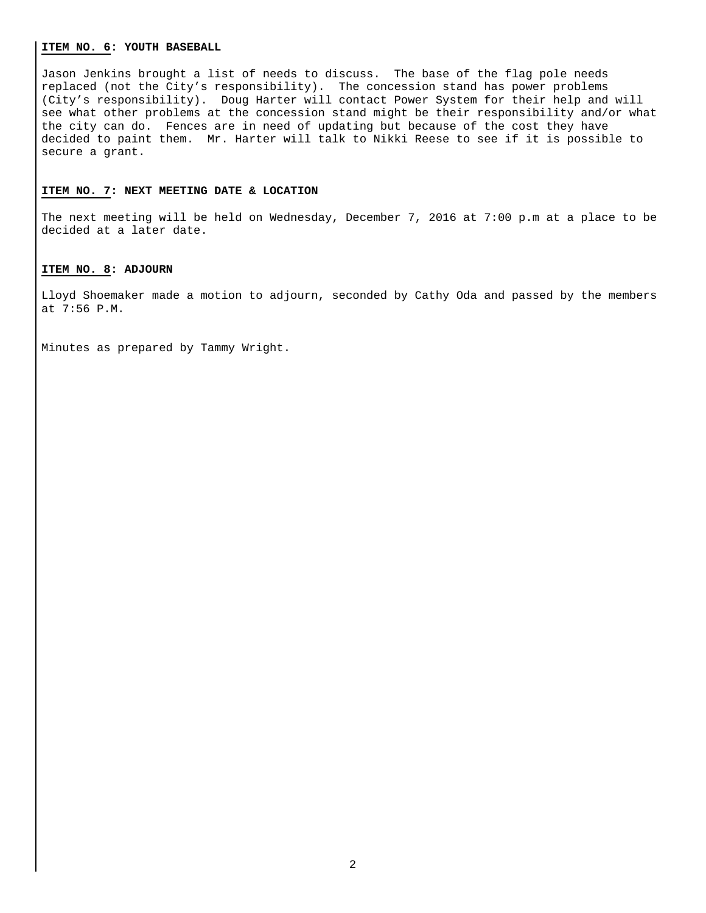**ITEM NO. 6: YOUTH BASEBALL**

Jason Jenkins brought a list of needs to discuss. The base of the flag pole needs replaced (not the City's responsibility). The concession stand has power problems (City's responsibility). Doug Harter will contact Power System for their help and will see what other problems at the concession stand might be their responsibility and/or what the city can do. Fences are in need of updating but because of the cost they have decided to paint them. Mr. Harter will talk to Nikki Reese to see if it is possible to secure a grant.

**ITEM NO. 7: NEXT MEETING DATE & LOCATION**

The next meeting will be held on Wednesday, December 7, 2016 at 7:00 p.m at a place to be decided at a later date.

**ITEM NO. 8: ADJOURN**

Lloyd Shoemaker made a motion to adjourn, seconded by Cathy Oda and passed by the members at 7:56 P.M.

Minutes as prepared by Tammy Wright.